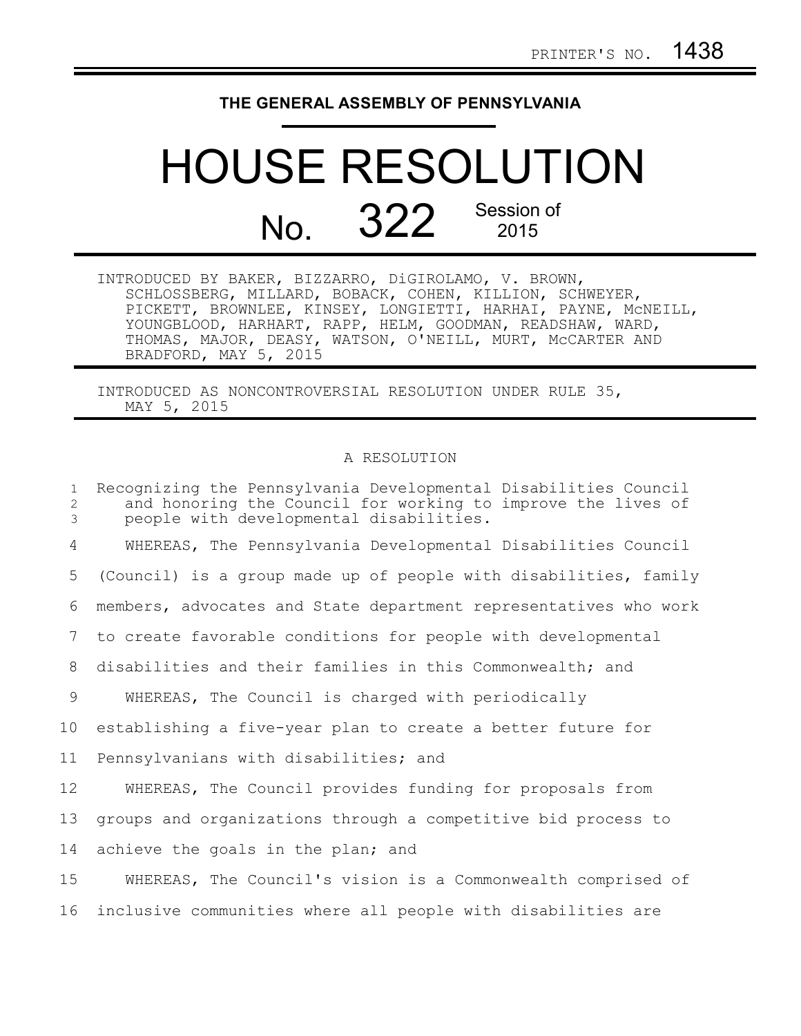PRINTER'S NO. 1438

**THE GENERAL ASSEMBLY OF PENNSYLVANIA**

# HOUSE RESOLUTION

## No. 322 Session of 2015

INTRODUCED BY BAKER, BIZZARRO, DiGIROLAMO, V. BROWN, SCHLOSSBERG, MILLARD, BOBACK, COHEN, KILLION, SCHWEYER, PICKETT, BROWNLEE, KINSEY, LONGIETTI, HARHAI, PAYNE, McNEILL, YOUNGBLOOD, HARHART, RAPP, HELM, GOODMAN, READSHAW, WARD, THOMAS, MAJOR, DEASY, WATSON, O'NEILL, MURT, McCARTER AND BRADFORD, MAY 5, 2015

INTRODUCED AS NONCONTROVERSIAL RESOLUTION UNDER RULE 35, MAY 5, 2015

A RESOLUTION

1 Recognizing the Pennsylvania Developmental Disabilities Council
2 and honoring the Council for working to improve the lives of
3 people with developmental disabilities.

4 WHEREAS, The Pennsylvania Developmental Disabilities Council
5 (Council) is a group made up of people with disabilities, family
6 members, advocates and State department representatives who work
7 to create favorable conditions for people with developmental
8 disabilities and their families in this Commonwealth; and

9 WHEREAS, The Council is charged with periodically
10 establishing a five-year plan to create a better future for
11 Pennsylvanians with disabilities; and

12 WHEREAS, The Council provides funding for proposals from
13 groups and organizations through a competitive bid process to
14 achieve the goals in the plan; and

15 WHEREAS, The Council's vision is a Commonwealth comprised of
16 inclusive communities where all people with disabilities are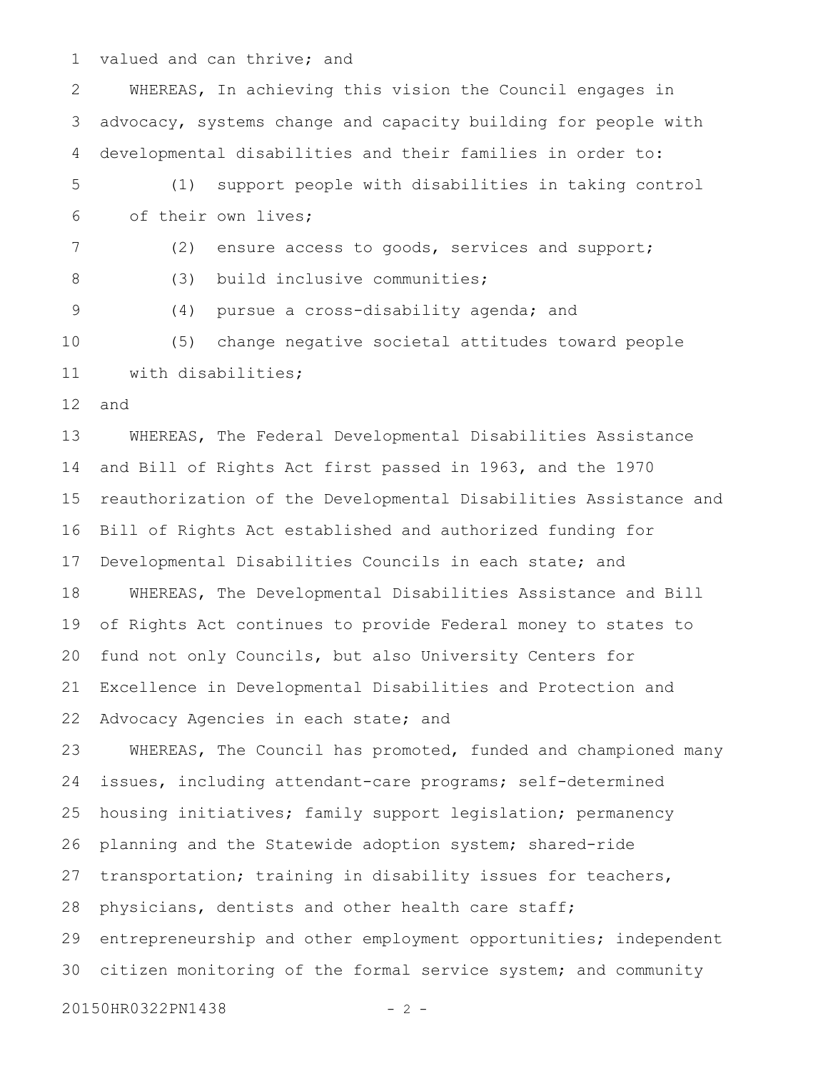valued and can thrive; and

WHEREAS, In achieving this vision the Council engages in advocacy, systems change and capacity building for people with developmental disabilities and their families in order to:

(1) support people with disabilities in taking control of their own lives;

(2) ensure access to goods, services and support;

(3) build inclusive communities;

(4) pursue a cross-disability agenda; and

(5) change negative societal attitudes toward people with disabilities;

and

WHEREAS, The Federal Developmental Disabilities Assistance and Bill of Rights Act first passed in 1963, and the 1970 reauthorization of the Developmental Disabilities Assistance and Bill of Rights Act established and authorized funding for Developmental Disabilities Councils in each state; and

WHEREAS, The Developmental Disabilities Assistance and Bill of Rights Act continues to provide Federal money to states to fund not only Councils, but also University Centers for Excellence in Developmental Disabilities and Protection and Advocacy Agencies in each state; and

WHEREAS, The Council has promoted, funded and championed many issues, including attendant-care programs; self-determined housing initiatives; family support legislation; permanency planning and the Statewide adoption system; shared-ride transportation; training in disability issues for teachers, physicians, dentists and other health care staff; entrepreneurship and other employment opportunities; independent citizen monitoring of the formal service system; and community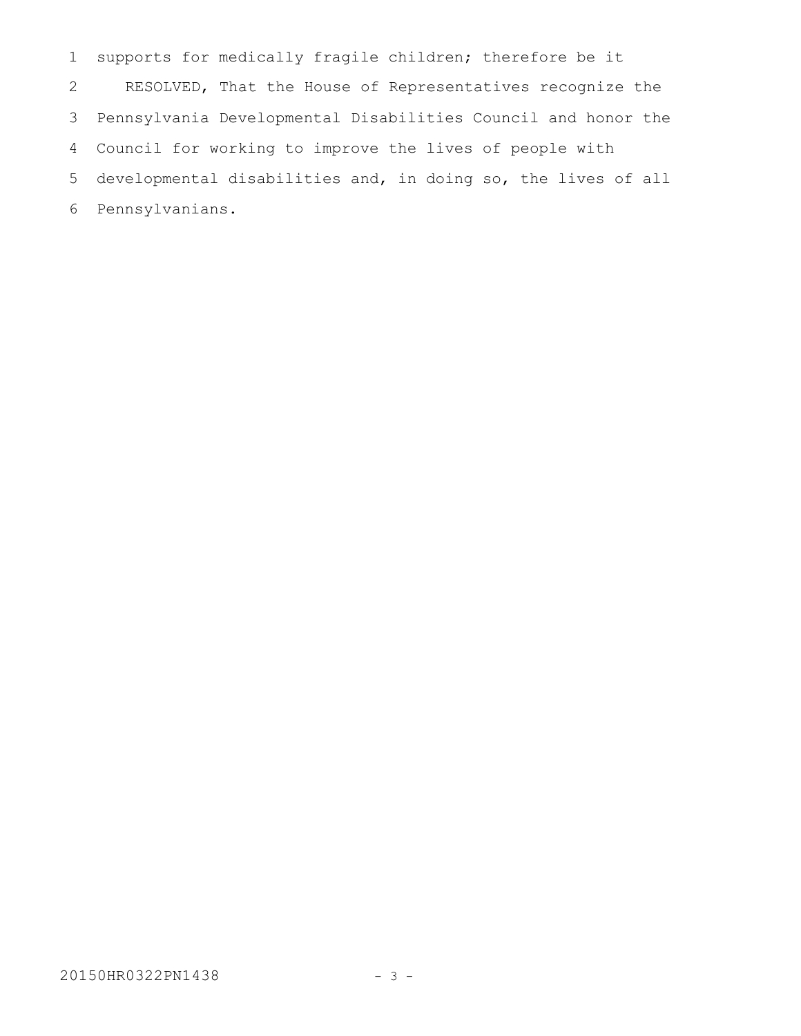supports for medically fragile children; therefore be it

RESOLVED, That the House of Representatives recognize the Pennsylvania Developmental Disabilities Council and honor the Council for working to improve the lives of people with developmental disabilities and, in doing so, the lives of all Pennsylvanians.